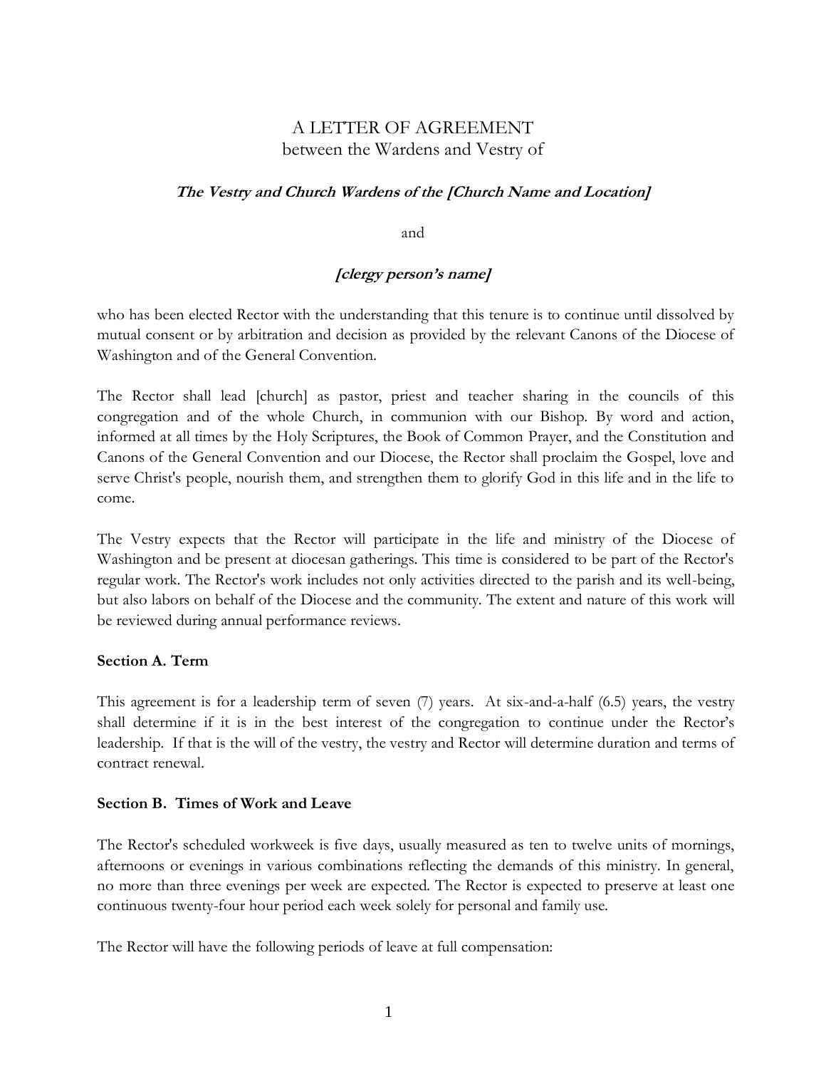# A LETTER OF AGREEMENT
between the Wardens and Vestry of

***The Vestry and Church Wardens of the [Church Name and Location]***

and

***[clergy person's name]***

who has been elected Rector with the understanding that this tenure is to continue until dissolved by mutual consent or by arbitration and decision as provided by the relevant Canons of the Diocese of Washington and of the General Convention.

The Rector shall lead [church] as pastor, priest and teacher sharing in the councils of this congregation and of the whole Church, in communion with our Bishop. By word and action, informed at all times by the Holy Scriptures, the Book of Common Prayer, and the Constitution and Canons of the General Convention and our Diocese, the Rector shall proclaim the Gospel, love and serve Christ's people, nourish them, and strengthen them to glorify God in this life and in the life to come.

The Vestry expects that the Rector will participate in the life and ministry of the Diocese of Washington and be present at diocesan gatherings. This time is considered to be part of the Rector's regular work. The Rector's work includes not only activities directed to the parish and its well-being, but also labors on behalf of the Diocese and the community. The extent and nature of this work will be reviewed during annual performance reviews.

**Section A. Term**

This agreement is for a leadership term of seven (7) years. At six-and-a-half (6.5) years, the vestry shall determine if it is in the best interest of the congregation to continue under the Rector's leadership. If that is the will of the vestry, the vestry and Rector will determine duration and terms of contract renewal.

**Section B. Times of Work and Leave**

The Rector's scheduled workweek is five days, usually measured as ten to twelve units of mornings, afternoons or evenings in various combinations reflecting the demands of this ministry. In general, no more than three evenings per week are expected. The Rector is expected to preserve at least one continuous twenty-four hour period each week solely for personal and family use.

The Rector will have the following periods of leave at full compensation: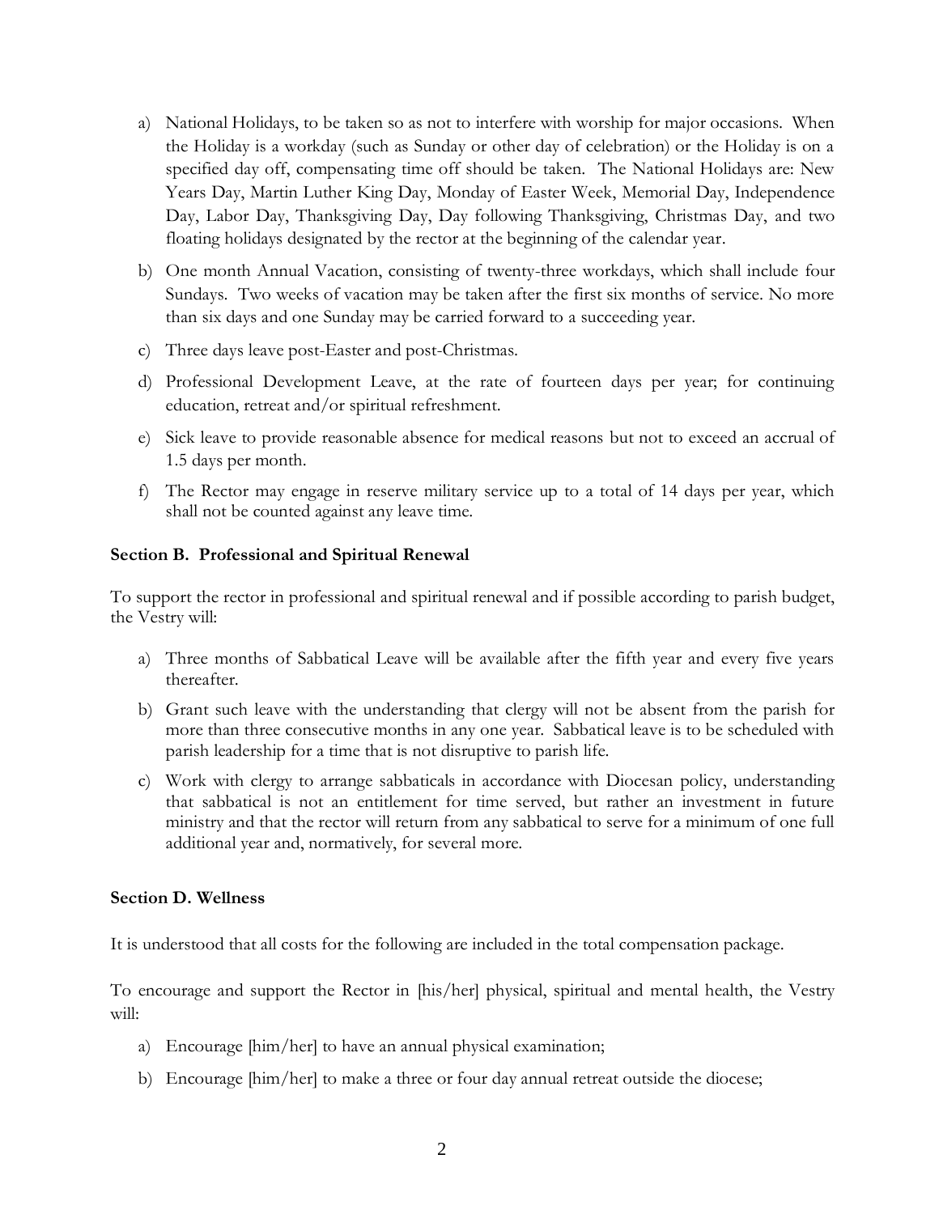a) National Holidays, to be taken so as not to interfere with worship for major occasions. When the Holiday is a workday (such as Sunday or other day of celebration) or the Holiday is on a specified day off, compensating time off should be taken. The National Holidays are: New Years Day, Martin Luther King Day, Monday of Easter Week, Memorial Day, Independence Day, Labor Day, Thanksgiving Day, Day following Thanksgiving, Christmas Day, and two floating holidays designated by the rector at the beginning of the calendar year.

b) One month Annual Vacation, consisting of twenty-three workdays, which shall include four Sundays. Two weeks of vacation may be taken after the first six months of service. No more than six days and one Sunday may be carried forward to a succeeding year.

c) Three days leave post-Easter and post-Christmas.

d) Professional Development Leave, at the rate of fourteen days per year; for continuing education, retreat and/or spiritual refreshment.

e) Sick leave to provide reasonable absence for medical reasons but not to exceed an accrual of 1.5 days per month.

f) The Rector may engage in reserve military service up to a total of 14 days per year, which shall not be counted against any leave time.

**Section B. Professional and Spiritual Renewal**

To support the rector in professional and spiritual renewal and if possible according to parish budget, the Vestry will:

a) Three months of Sabbatical Leave will be available after the fifth year and every five years thereafter.

b) Grant such leave with the understanding that clergy will not be absent from the parish for more than three consecutive months in any one year. Sabbatical leave is to be scheduled with parish leadership for a time that is not disruptive to parish life.

c) Work with clergy to arrange sabbaticals in accordance with Diocesan policy, understanding that sabbatical is not an entitlement for time served, but rather an investment in future ministry and that the rector will return from any sabbatical to serve for a minimum of one full additional year and, normatively, for several more.

**Section D. Wellness**

It is understood that all costs for the following are included in the total compensation package.

To encourage and support the Rector in [his/her] physical, spiritual and mental health, the Vestry will:

a) Encourage [him/her] to have an annual physical examination;

b) Encourage [him/her] to make a three or four day annual retreat outside the diocese;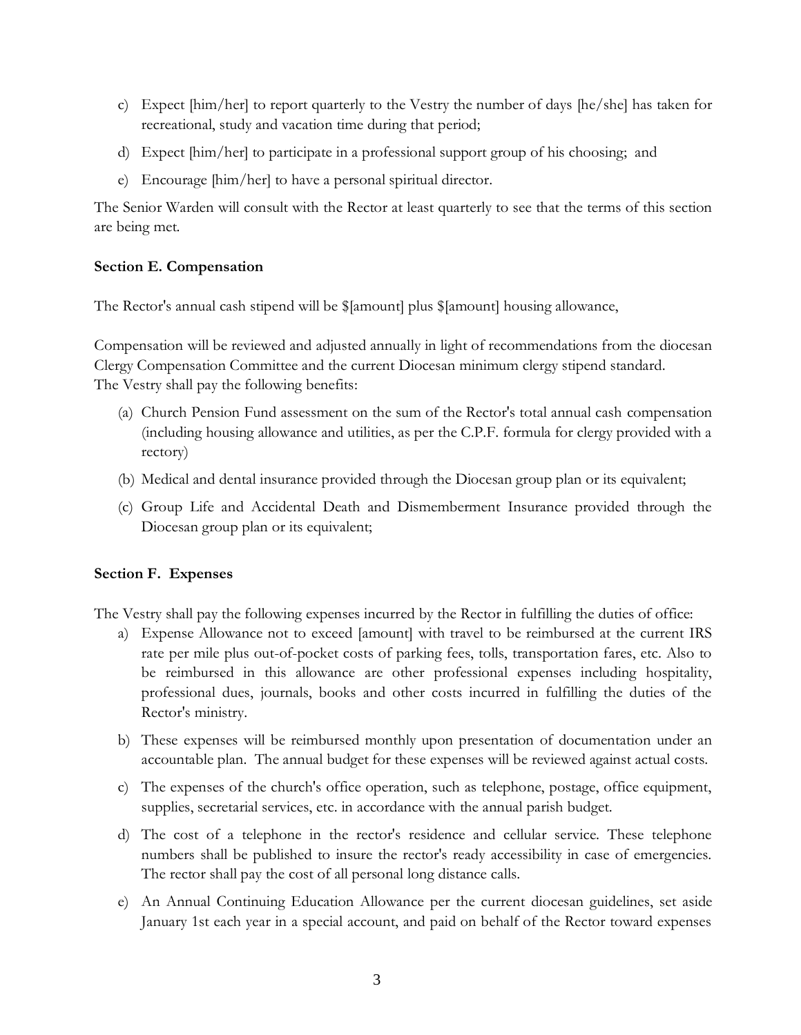c) Expect [him/her] to report quarterly to the Vestry the number of days [he/she] has taken for recreational, study and vacation time during that period;

d) Expect [him/her] to participate in a professional support group of his choosing; and

e) Encourage [him/her] to have a personal spiritual director.

The Senior Warden will consult with the Rector at least quarterly to see that the terms of this section are being met.

**Section E. Compensation**

The Rector's annual cash stipend will be $[amount] plus $[amount] housing allowance,

Compensation will be reviewed and adjusted annually in light of recommendations from the diocesan Clergy Compensation Committee and the current Diocesan minimum clergy stipend standard.
The Vestry shall pay the following benefits:

(a) Church Pension Fund assessment on the sum of the Rector's total annual cash compensation (including housing allowance and utilities, as per the C.P.F. formula for clergy provided with a rectory)

(b) Medical and dental insurance provided through the Diocesan group plan or its equivalent;

(c) Group Life and Accidental Death and Dismemberment Insurance provided through the Diocesan group plan or its equivalent;

**Section F. Expenses**

The Vestry shall pay the following expenses incurred by the Rector in fulfilling the duties of office:

a) Expense Allowance not to exceed [amount] with travel to be reimbursed at the current IRS rate per mile plus out-of-pocket costs of parking fees, tolls, transportation fares, etc. Also to be reimbursed in this allowance are other professional expenses including hospitality, professional dues, journals, books and other costs incurred in fulfilling the duties of the Rector's ministry.

b) These expenses will be reimbursed monthly upon presentation of documentation under an accountable plan. The annual budget for these expenses will be reviewed against actual costs.

c) The expenses of the church's office operation, such as telephone, postage, office equipment, supplies, secretarial services, etc. in accordance with the annual parish budget.

d) The cost of a telephone in the rector's residence and cellular service. These telephone numbers shall be published to insure the rector's ready accessibility in case of emergencies. The rector shall pay the cost of all personal long distance calls.

e) An Annual Continuing Education Allowance per the current diocesan guidelines, set aside January 1st each year in a special account, and paid on behalf of the Rector toward expenses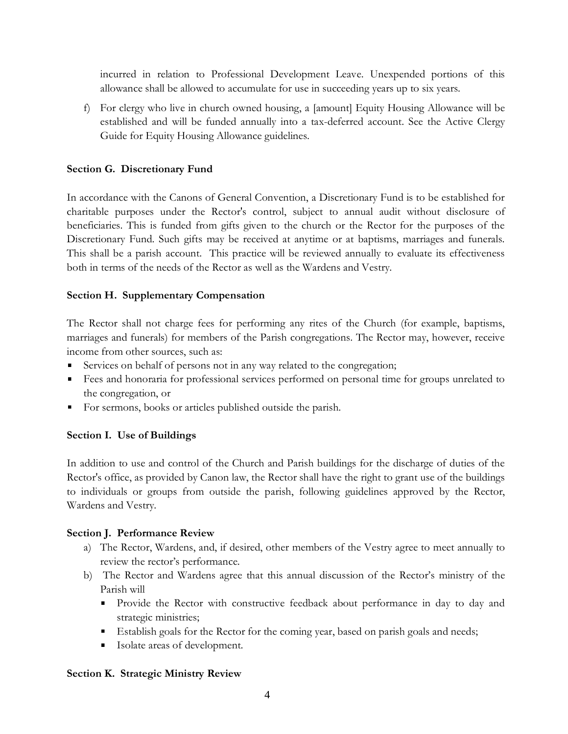incurred in relation to Professional Development Leave. Unexpended portions of this allowance shall be allowed to accumulate for use in succeeding years up to six years.

f) For clergy who live in church owned housing, a [amount] Equity Housing Allowance will be established and will be funded annually into a tax-deferred account. See the Active Clergy Guide for Equity Housing Allowance guidelines.

**Section G. Discretionary Fund**

In accordance with the Canons of General Convention, a Discretionary Fund is to be established for charitable purposes under the Rector's control, subject to annual audit without disclosure of beneficiaries. This is funded from gifts given to the church or the Rector for the purposes of the Discretionary Fund. Such gifts may be received at anytime or at baptisms, marriages and funerals. This shall be a parish account. This practice will be reviewed annually to evaluate its effectiveness both in terms of the needs of the Rector as well as the Wardens and Vestry.

**Section H. Supplementary Compensation**

The Rector shall not charge fees for performing any rites of the Church (for example, baptisms, marriages and funerals) for members of the Parish congregations. The Rector may, however, receive income from other sources, such as:

- Services on behalf of persons not in any way related to the congregation;
- Fees and honoraria for professional services performed on personal time for groups unrelated to the congregation, or
- For sermons, books or articles published outside the parish.

**Section I. Use of Buildings**

In addition to use and control of the Church and Parish buildings for the discharge of duties of the Rector's office, as provided by Canon law, the Rector shall have the right to grant use of the buildings to individuals or groups from outside the parish, following guidelines approved by the Rector, Wardens and Vestry.

**Section J. Performance Review**

a) The Rector, Wardens, and, if desired, other members of the Vestry agree to meet annually to review the rector's performance.

b) The Rector and Wardens agree that this annual discussion of the Rector's ministry of the Parish will
   - Provide the Rector with constructive feedback about performance in day to day and strategic ministries;
   - Establish goals for the Rector for the coming year, based on parish goals and needs;
   - Isolate areas of development.

**Section K. Strategic Ministry Review**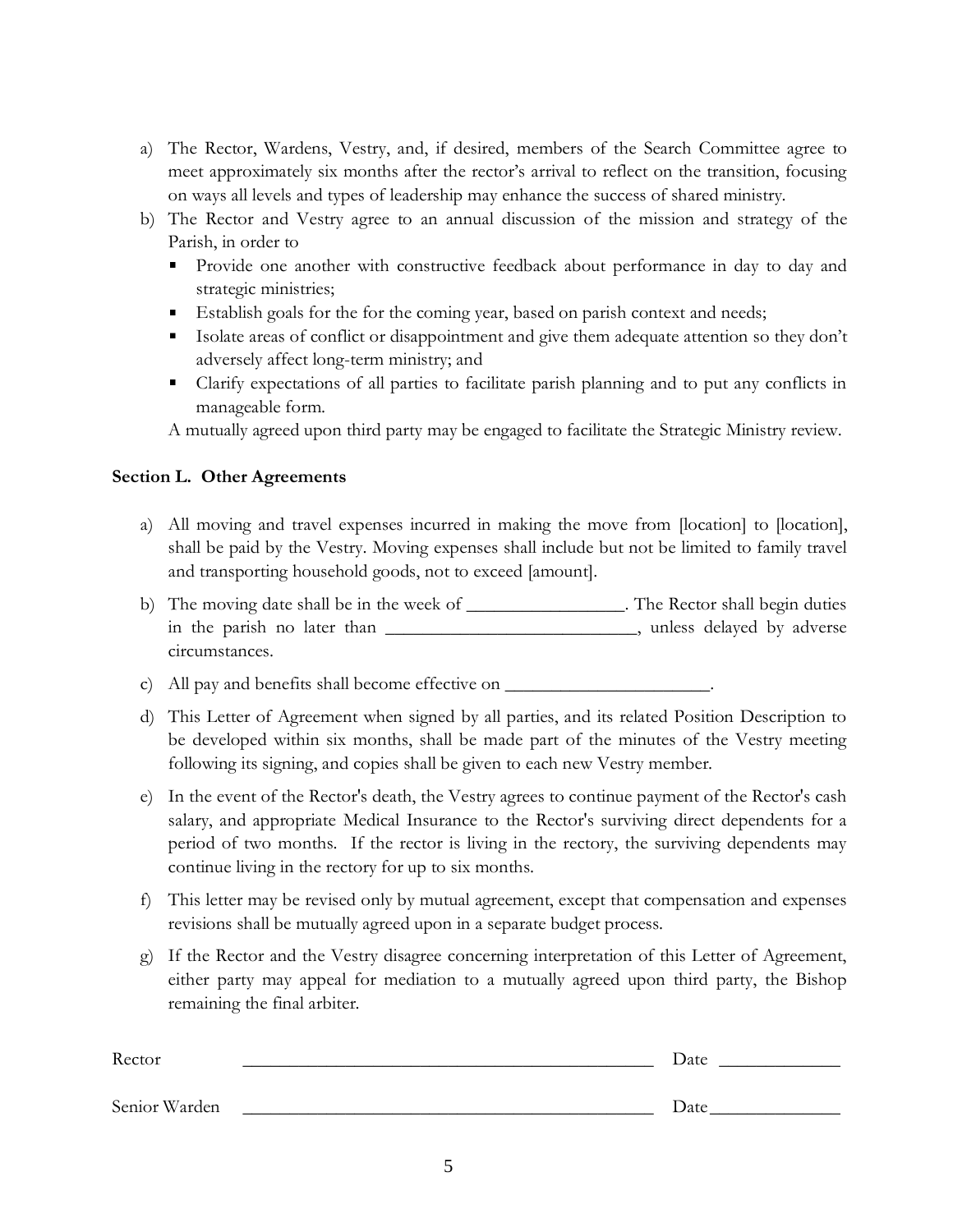a) The Rector, Wardens, Vestry, and, if desired, members of the Search Committee agree to meet approximately six months after the rector's arrival to reflect on the transition, focusing on ways all levels and types of leadership may enhance the success of shared ministry.

b) The Rector and Vestry agree to an annual discussion of the mission and strategy of the Parish, in order to
   - Provide one another with constructive feedback about performance in day to day and strategic ministries;
   - Establish goals for the for the coming year, based on parish context and needs;
   - Isolate areas of conflict or disappointment and give them adequate attention so they don't adversely affect long-term ministry; and
   - Clarify expectations of all parties to facilitate parish planning and to put any conflicts in manageable form.

   A mutually agreed upon third party may be engaged to facilitate the Strategic Ministry review.

**Section L. Other Agreements**

a) All moving and travel expenses incurred in making the move from [location] to [location], shall be paid by the Vestry. Moving expenses shall include but not be limited to family travel and transporting household goods, not to exceed [amount].

b) The moving date shall be in the week of _________________. The Rector shall begin duties in the parish no later than ____________________________, unless delayed by adverse circumstances.

c) All pay and benefits shall become effective on ______________________.

d) This Letter of Agreement when signed by all parties, and its related Position Description to be developed within six months, shall be made part of the minutes of the Vestry meeting following its signing, and copies shall be given to each new Vestry member.

e) In the event of the Rector's death, the Vestry agrees to continue payment of the Rector's cash salary, and appropriate Medical Insurance to the Rector's surviving direct dependents for a period of two months. If the rector is living in the rectory, the surviving dependents may continue living in the rectory for up to six months.

f) This letter may be revised only by mutual agreement, except that compensation and expenses revisions shall be mutually agreed upon in a separate budget process.

g) If the Rector and the Vestry disagree concerning interpretation of this Letter of Agreement, either party may appeal for mediation to a mutually agreed upon third party, the Bishop remaining the final arbiter.

Rector ______________________________________________ Date _____________

Senior Warden ______________________________________________ Date______________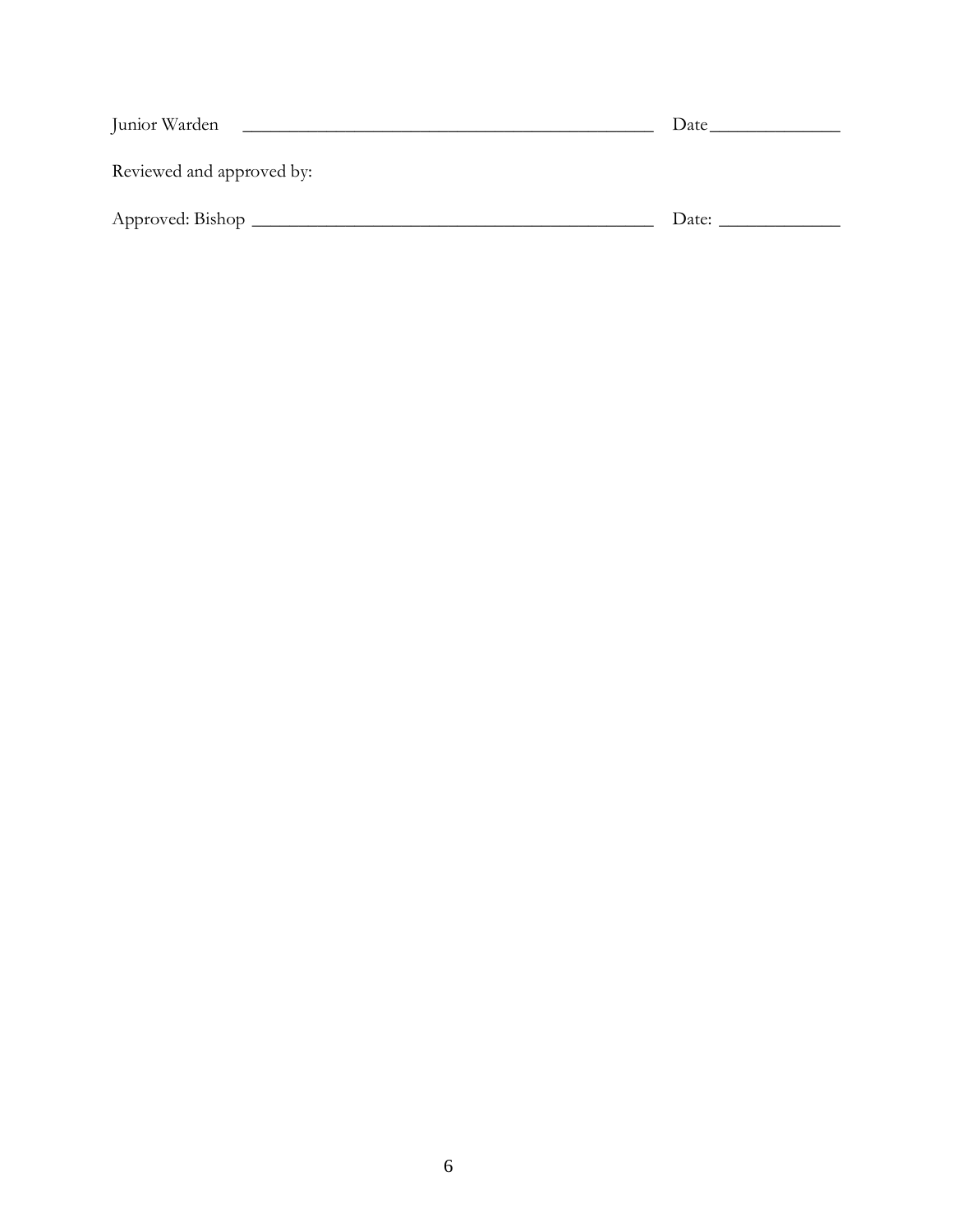Junior Warden \_\_\_\_\_\_\_\_\_\_\_\_\_\_\_\_\_\_\_\_\_\_\_\_\_\_\_\_\_\_\_\_\_\_\_\_\_\_\_\_\_\_\_\_ Date\_\_\_\_\_\_\_\_\_\_\_\_\_\_

Reviewed and approved by:

Approved: Bishop \_\_\_\_\_\_\_\_\_\_\_\_\_\_\_\_\_\_\_\_\_\_\_\_\_\_\_\_\_\_\_\_\_\_\_\_\_\_\_\_\_\_\_\_ Date: \_\_\_\_\_\_\_\_\_\_\_\_\_